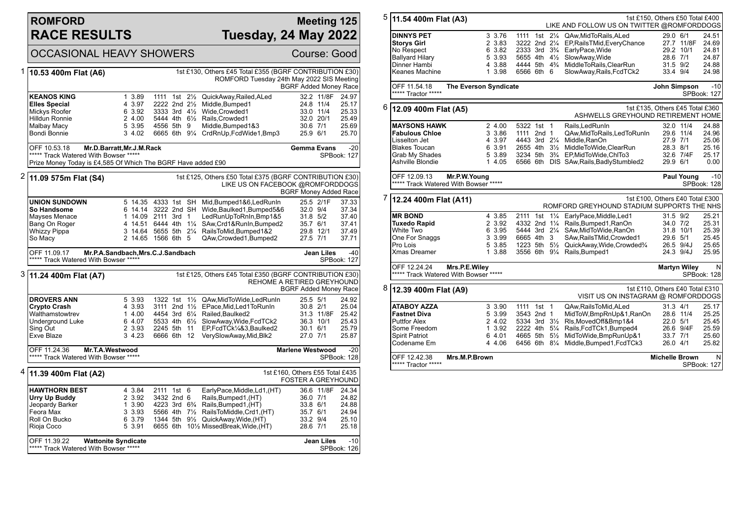# ROMFORD RACE RESULTS

## Meeting 125 — Tuesday, 24 May 2022

OCCASIONAL HEAVY SHOWERS — Course: Good

### 1 — 10.53 400m Flat (A6)

1st £130, Others £45 Total £355 (BGRF CONTRIBUTION £30)
ROMFORD Tuesday 24th May 2022 SIS Meeting
BGRF Added Money Race

| Greyhound | Trap | Sectional | Bends | Pos | Dist | Remarks | Wt | SP | Time |
|---|---|---|---|---|---|---|---|---|---|
| **KEANOS KING** | 1 | 3.89 | 1111 | 1st | 2½ | QuickAway,Railed,ALed | 32.2 | 11/8F | 24.97 |
| **Elles Special** | 4 | 3.97 | 2222 | 2nd | 2½ | Middle,Bumped1 | 24.8 | 11/4 | 25.17 |
| Mickys Roofer | 6 | 3.92 | 3333 | 3rd | 4½ | Wide,Crowded1 | 33.0 | 11/4 | 25.33 |
| Hilldun Ronnie | 2 | 4.00 | 5444 | 4th | 6½ | Rails,Crowded1 | 32.0 | 20/1 | 25.49 |
| Malbay Macy | 5 | 3.95 | 4556 | 5th | 9 | Middle,Bumped1&3 | 30.6 | 7/1 | 25.69 |
| Bondi Bonnie | 3 | 4.02 | 6665 | 6th | 9¼ | CrdRnUp,FcdWide1,Bmp3 | 25.9 | 6/1 | 25.70 |

OFF 10.53.18 Mr.D.Barratt,Mr.J.M.Rack — Gemma Evans -20
***** Track Watered With Bowser ***** — SPBook: 127
Prize Money Today is £4,585 Of Which The BGRF Have added £90

### 2 — 11.09 575m Flat (S4)

1st £125, Others £50 Total £375 (BGRF CONTRIBUTION £30)
LIKE US ON FACEBOOK @ROMFORDDOGS
BGRF Money Added Race

| Greyhound | Trap | Sectional | Bends | Pos | Dist | Remarks | Wt | SP | Time |
|---|---|---|---|---|---|---|---|---|---|
| **UNION SUNDOWN** | 5 | 14.35 | 4333 | 1st | SH | Mid,Bumped1&6,LedRunIn | 25.5 | 2/1F | 37.33 |
| **So Handsome** | 6 | 14.14 | 3222 | 2nd | SH | Wide,Baulked1,Bumped5&6 | 32.0 | 9/4 | 37.34 |
| Mayses Menace | 1 | 14.09 | 2111 | 3rd | 1 | LedRunUpToRnIn,Bmp1&5 | 31.8 | 5/2 | 37.40 |
| Bang On Roger | 4 | 14.51 | 6444 | 4th | 1¼ | SAw,Crd1&RunIn,Bumped2 | 35.7 | 6/1 | 37.41 |
| Whizzy Pippa | 3 | 14.64 | 5655 | 5th | 2¼ | RailsToMid,Bumped1&2 | 29.8 | 12/1 | 37.49 |
| So Macy | 2 | 14.65 | 1566 | 6th | 5 | QAw,Crowded1,Bumped2 | 27.5 | 7/1 | 37.71 |

OFF 11.09.17 Mr.P.A.Sandbach,Mrs.C.J.Sandbach — Jean Liles -40
***** Track Watered With Bowser ***** — SPBook: 127

### 3 — 11.24 400m Flat (A7)

1st £125, Others £45 Total £350 (BGRF CONTRIBUTION £30)
REHOME A RETIRED GREYHOUND
BGRF Added Money Race

| Greyhound | Trap | Sectional | Bends | Pos | Dist | Remarks | Wt | SP | Time |
|---|---|---|---|---|---|---|---|---|---|
| **DROVERS ANN** | 5 | 3.93 | 1322 | 1st | 1½ | QAw,MidToWide,LedRunIn | 25.5 | 5/1 | 24.92 |
| **Crypto Crash** | 4 | 3.93 | 3111 | 2nd | 1½ | EPace,Mid,Led1ToRunIn | 30.8 | 2/1 | 25.04 |
| Walthamstowtrev | 1 | 4.00 | 4454 | 3rd | 6¼ | Railed,Baulked2 | 31.3 | 11/8F | 25.42 |
| Underground Luke | 6 | 4.07 | 5533 | 4th | 6½ | SlowAway,Wide,FcdTCk2 | 36.3 | 10/1 | 25.43 |
| Sing Out | 2 | 3.93 | 2245 | 5th | 11 | EP,FcdTCk¼&3,Baulked2 | 30.1 | 6/1 | 25.79 |
| Exve Blaze | 3 | 4.23 | 6666 | 6th | 12 | VerySlowAway,Mid,Blk2 | 27.0 | 7/1 | 25.87 |

OFF 11.24.36 Mr.T.A.Westwood — Marlene Westwood -20
***** Track Watered With Bowser ***** — SPBook: 128

### 4 — 11.39 400m Flat (A2)

1st £160, Others £55 Total £435
FOSTER A GREYHOUND

| Greyhound | Trap | Sectional | Bends | Pos | Dist | Remarks | Wt | SP | Time |
|---|---|---|---|---|---|---|---|---|---|
| **HAWTHORN BEST** | 4 | 3.84 | 2111 | 1st | 6 | EarlyPace,Middle,Ld1,(HT) | 36.6 | 11/8F | 24.34 |
| **Urry Up Buddy** | 2 | 3.92 | 3432 | 2nd | 6 | Rails,Bumped1,(HT) | 36.0 | 7/1 | 24.82 |
| Jeopardy Barker | 1 | 3.90 | 4223 | 3rd | 6¾ | Rails,Bumped1,(HT) | 33.8 | 6/1 | 24.88 |
| Feora Max | 3 | 3.93 | 5566 | 4th | 7½ | RailsToMiddle,Crd1,(HT) | 35.7 | 6/1 | 24.94 |
| Roll On Bucko | 6 | 3.79 | 1344 | 5th | 9½ | QuickAway,Wide,(HT) | 33.2 | 9/4 | 25.10 |
| Rioja Coco | 5 | 3.91 | 6655 | 6th | 10½ | MissedBreak,Wide,(HT) | 28.6 | 7/1 | 25.18 |

OFF 11.39.22 Wattonite Syndicate — Jean Liles -10
***** Track Watered With Bowser ***** — SPBook: 126

### 5 — 11.54 400m Flat (A3)

1st £150, Others £50 Total £400
LIKE AND FOLLOW US ON TWITTER @ROMFORDDOGS

| Greyhound | Trap | Sectional | Bends | Pos | Dist | Remarks | Wt | SP | Time |
|---|---|---|---|---|---|---|---|---|---|
| **DINNYS PET** | 3 | 3.76 | 1111 | 1st | 2¼ | QAw,MidToRails,ALed | 29.0 | 6/1 | 24.51 |
| **Storys Girl** | 2 | 3.83 | 3222 | 2nd | 2¼ | EP,RailsTMid,EveryChance | 27.7 | 11/8F | 24.69 |
| No Respect | 6 | 3.82 | 2333 | 3rd | 3¾ | EarlyPace,Wide | 29.2 | 10/1 | 24.81 |
| Ballyard Hilary | 5 | 3.93 | 5655 | 4th | 4½ | SlowAway,Wide | 28.6 | 7/1 | 24.87 |
| Dinner Hambi | 4 | 3.88 | 4444 | 5th | 4¾ | MiddleToRails,ClearRun | 31.5 | 9/2 | 24.88 |
| Keanes Machine | 1 | 3.98 | 6566 | 6th | 6 | SlowAway,Rails,FcdTCk2 | 33.4 | 9/4 | 24.98 |

OFF 11.54.18 The Everson Syndicate — John Simpson -10
***** Tractor ***** — SPBook: 127

### 6 — 12.09 400m Flat (A5)

1st £135, Others £45 Total £360
ASHWELLS GREYHOUND RETIREMENT HOME

| Greyhound | Trap | Sectional | Bends | Pos | Dist | Remarks | Wt | SP | Time |
|---|---|---|---|---|---|---|---|---|---|
| **MAYSONS HAWK** | 2 | 4.00 | 5322 | 1st | 1 | Rails,LedRunIn | 32.0 | 11/4 | 24.88 |
| **Fabulous Chloe** | 3 | 3.86 | 1111 | 2nd | 1 | QAw,MidToRails,LedToRunIn | 29.6 | 11/4 | 24.96 |
| Lisselton Jet | 4 | 3.97 | 4443 | 3rd | 2¼ | Middle,RanOn | 27.9 | 7/1 | 25.06 |
| Blakes Toucan | 6 | 3.91 | 2655 | 4th | 3½ | MiddleToWide,ClearRun | 28.3 | 8/1 | 25.16 |
| Grab My Shades | 5 | 3.89 | 3234 | 5th | 3¾ | EP,MidToWide,ChlTo3 | 32.6 | 7/4F | 25.17 |
| Ashville Blondie | 1 | 4.05 | 6566 | 6th | DIS | SAw,Rails,BadlyStumbled2 | 29.9 | 6/1 | 0.00 |

OFF 12.09.13 Mr.P.W.Young — Paul Young -10
***** Track Watered With Bowser ***** — SPBook: 128

### 7 — 12.24 400m Flat (A11)

1st £100, Others £40 Total £300
ROMFORD GREYHOUND STADIUM SUPPORTS THE NHS

| Greyhound | Trap | Sectional | Bends | Pos | Dist | Remarks | Wt | SP | Time |
|---|---|---|---|---|---|---|---|---|---|
| **MR BOND** | 4 | 3.85 | 2111 | 1st | 1¼ | EarlyPace,Middle,Led1 | 31.5 | 9/2 | 25.21 |
| **Tuxedo Rapid** | 2 | 3.92 | 4332 | 2nd | 1¼ | Rails,Bumped1,RanOn | 34.0 | 7/2 | 25.31 |
| White Two | 6 | 3.95 | 5444 | 3rd | 2¼ | SAw,MidToWide,RanOn | 31.8 | 10/1 | 25.39 |
| One For Snaggs | 3 | 3.99 | 6665 | 4th | 3 | SAw,RailsTMid,Crowded1 | 29.6 | 5/1 | 25.45 |
| Pro Lois | 5 | 3.85 | 1223 | 5th | 5½ | QuickAway,Wide,Crowded¾ | 26.5 | 9/4J | 25.65 |
| Xmas Dreamer | 1 | 3.88 | 3556 | 6th | 9¼ | Rails,Bumped1 | 24.3 | 9/4J | 25.95 |

OFF 12.24.24 Mrs.P.E.Wiley — Martyn Wiley N
***** Track Watered With Bowser ***** — SPBook: 128

### 8 — 12.39 400m Flat (A9)

1st £110, Others £40 Total £310
VISIT US ON INSTAGRAM @ ROMFORDDOGS

| Greyhound | Trap | Sectional | Bends | Pos | Dist | Remarks | Wt | SP | Time |
|---|---|---|---|---|---|---|---|---|---|
| **ATABOY AZZA** | 3 | 3.90 | 1111 | 1st | 1 | QAw,RailsToMid,ALed | 31.3 | 4/1 | 25.17 |
| **Fastnet Diva** | 5 | 3.99 | 3543 | 2nd | 1 | MidToW,BmpRnUp&1,RanOn | 28.6 | 11/4 | 25.25 |
| Puttfor Alex | 2 | 4.02 | 5334 | 3rd | 3½ | Rls,MovedOff&Bmp1&4 | 22.0 | 5/1 | 25.45 |
| Some Freedom | 1 | 3.92 | 2222 | 4th | 5¼ | Rails,FcdTCk1,Bumped4 | 26.6 | 9/4F | 25.59 |
| Spirit Patriot | 6 | 4.01 | 4665 | 5th | 5½ | MidToWide,BmpRunUp&1 | 33.7 | 7/1 | 25.60 |
| Codename Em | 4 | 4.06 | 6456 | 6th | 8¼ | Middle,Bumped1,FcdTCk3 | 26.0 | 4/1 | 25.82 |

OFF 12.42.38 Mrs.M.P.Brown — Michelle Brown N
***** Tractor ***** — SPBook: 127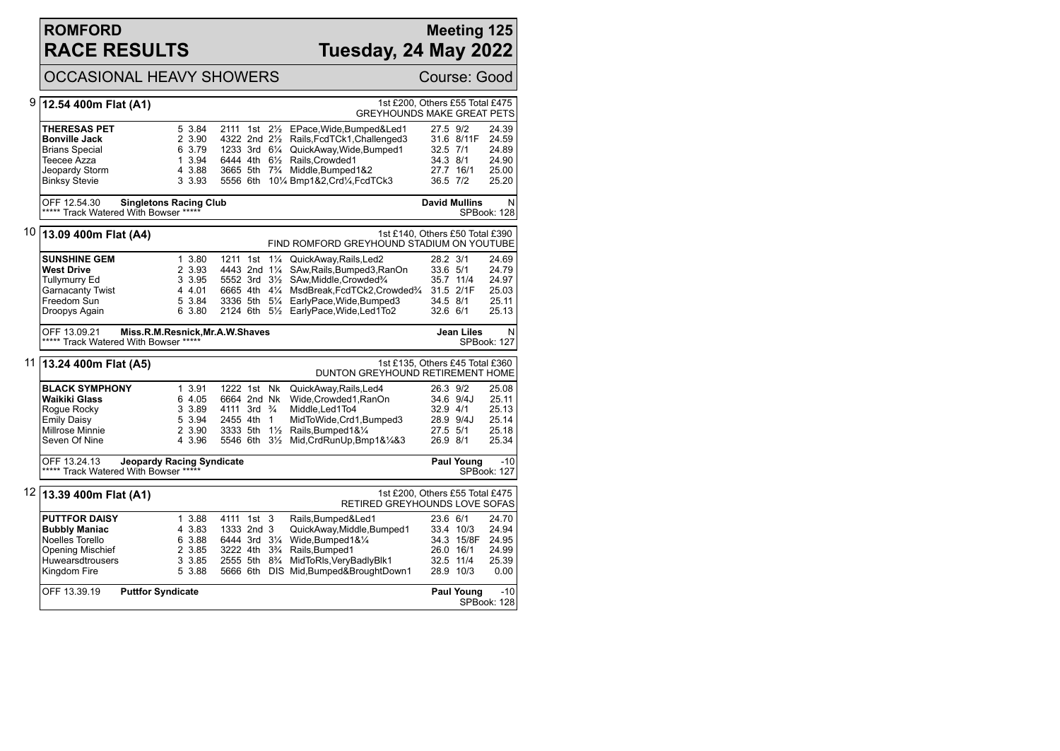# ROMFORD RACE RESULTS

## Meeting 125 Tuesday, 24 May 2022

OCCASIONAL HEAVY SHOWERS — Course: Good

### 9 — 12.54 400m Flat (A1)

1st £200, Others £55 Total £475
GREYHOUNDS MAKE GREAT PETS

| | | | | | | | | | | |
|---|---|---|---|---|---|---|---|---|---|---|
| **THERESAS PET** | 5 | 3.84 | 2111 | 1st | 2½ | EPace,Wide,Bumped&Led1 | 27.5 | 9/2 | 24.39 |
| **Bonville Jack** | 2 | 3.90 | 4322 | 2nd | 2½ | Rails,FcdTCk1,Challenged3 | 31.6 | 8/11F | 24.59 |
| Brians Special | 6 | 3.79 | 1233 | 3rd | 6¼ | QuickAway,Wide,Bumped1 | 32.5 | 7/1 | 24.89 |
| Teecee Azza | 1 | 3.94 | 6444 | 4th | 6½ | Rails,Crowded1 | 34.3 | 8/1 | 24.90 |
| Jeopardy Storm | 4 | 3.88 | 3665 | 5th | 7¾ | Middle,Bumped1&2 | 27.7 | 16/1 | 25.00 |
| Binksy Stevie | 3 | 3.93 | 5556 | 6th | 10¼ | Bmp1&2,Crd¼,FcdTCk3 | 36.5 | 7/2 | 25.20 |

OFF 12.54.30 **Singletons Racing Club** — **David Mullins** N
***** Track Watered With Bowser ***** — SPBook: 128

### 10 — 13.09 400m Flat (A4)

1st £140, Others £50 Total £390
FIND ROMFORD GREYHOUND STADIUM ON YOUTUBE

| | | | | | | | | | |
|---|---|---|---|---|---|---|---|---|---|
| **SUNSHINE GEM** | 1 | 3.80 | 1211 | 1st | 1¼ | QuickAway,Rails,Led2 | 28.2 | 3/1 | 24.69 |
| **West Drive** | 2 | 3.93 | 4443 | 2nd | 1¼ | SAw,Rails,Bumped3,RanOn | 33.6 | 5/1 | 24.79 |
| Tullymurry Ed | 3 | 3.95 | 5552 | 3rd | 3½ | SAw,Middle,Crowded¾ | 35.7 | 11/4 | 24.97 |
| Garnacanty Twist | 4 | 4.01 | 6665 | 4th | 4¼ | MsdBreak,FcdTCk2,Crowded¾ | 31.5 | 2/1F | 25.03 |
| Freedom Sun | 5 | 3.84 | 3336 | 5th | 5¼ | EarlyPace,Wide,Bumped3 | 34.5 | 8/1 | 25.11 |
| Droopys Again | 6 | 3.80 | 2124 | 6th | 5½ | EarlyPace,Wide,Led1To2 | 32.6 | 6/1 | 25.13 |

OFF 13.09.21 **Miss.R.M.Resnick,Mr.A.W.Shaves** — **Jean Liles** N
***** Track Watered With Bowser ***** — SPBook: 127

### 11 — 13.24 400m Flat (A5)

1st £135, Others £45 Total £360
DUNTON GREYHOUND RETIREMENT HOME

| | | | | | | | | | |
|---|---|---|---|---|---|---|---|---|---|
| **BLACK SYMPHONY** | 1 | 3.91 | 1222 | 1st | Nk | QuickAway,Rails,Led4 | 26.3 | 9/2 | 25.08 |
| **Waikiki Glass** | 6 | 4.05 | 6664 | 2nd | Nk | Wide,Crowded1,RanOn | 34.6 | 9/4J | 25.11 |
| Rogue Rocky | 3 | 3.89 | 4111 | 3rd | ¾ | Middle,Led1To4 | 32.9 | 4/1 | 25.13 |
| Emily Daisy | 5 | 3.94 | 2455 | 4th | 1 | MidToWide,Crd1,Bumped3 | 28.9 | 9/4J | 25.14 |
| Millrose Minnie | 2 | 3.90 | 3333 | 5th | 1½ | Rails,Bumped1&¼ | 27.5 | 5/1 | 25.18 |
| Seven Of Nine | 4 | 3.96 | 5546 | 6th | 3½ | Mid,CrdRunUp,Bmp1&¼&3 | 26.9 | 8/1 | 25.34 |

OFF 13.24.13 **Jeopardy Racing Syndicate** — **Paul Young** -10
***** Track Watered With Bowser ***** — SPBook: 127

### 12 — 13.39 400m Flat (A1)

1st £200, Others £55 Total £475
RETIRED GREYHOUNDS LOVE SOFAS

| | | | | | | | | | |
|---|---|---|---|---|---|---|---|---|---|
| **PUTTFOR DAISY** | 1 | 3.88 | 4111 | 1st | 3 | Rails,Bumped&Led1 | 23.6 | 6/1 | 24.70 |
| **Bubbly Maniac** | 4 | 3.83 | 1333 | 2nd | 3 | QuickAway,Middle,Bumped1 | 33.4 | 10/3 | 24.94 |
| Noelles Torello | 6 | 3.88 | 6444 | 3rd | 3¼ | Wide,Bumped1&¼ | 34.3 | 15/8F | 24.95 |
| Opening Mischief | 2 | 3.85 | 3222 | 4th | 3¾ | Rails,Bumped1 | 26.0 | 16/1 | 24.99 |
| Huwearsdtrousers | 3 | 3.85 | 2555 | 5th | 8¾ | MidToRls,VeryBadlyBlk1 | 32.5 | 11/4 | 25.39 |
| Kingdom Fire | 5 | 3.88 | 5666 | 6th | DIS | Mid,Bumped&BroughtDown1 | 28.9 | 10/3 | 0.00 |

OFF 13.39.19 **Puttfor Syndicate** — **Paul Young** -10
SPBook: 128